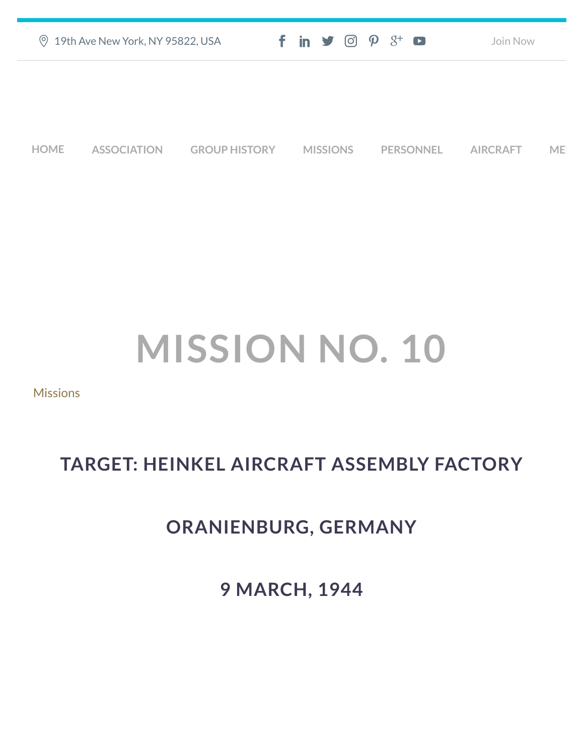19th Ave New York, NY 95822, USA

Join Now

HOME ASSOCIATION GROUP HISTORY MISSIONS PERSONNEL AIRCRAFT ME

# MISSION NO. 10

Missions

## TARGET: HEINKEL AIRCRAFT ASSEMBLY FACTORY

## ORANIENBURG, GERMANY

## 9 MARCH, 1944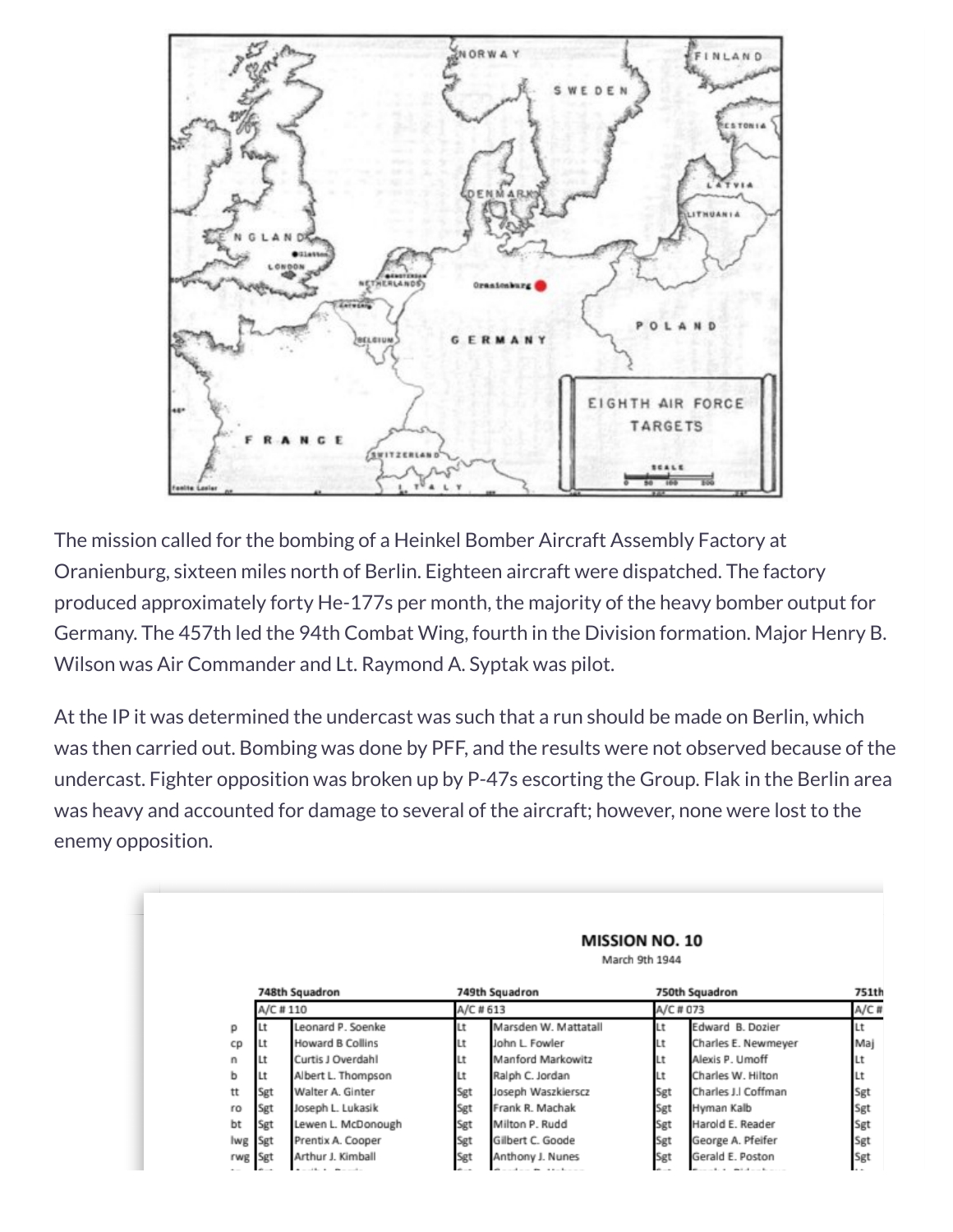The mission called for the bombing of a Heinkel Bomber Aircraft Assembly Factory at Oranienburg, sixteen miles north of Berlin. Eighteen aircraft were dispatched. The factory produced approximately forty He-177s per month, the majority of the heavy bomber output for Germany. The 457th led the 94th Combat Wing, fourth in the Division formation. Major Henry B. Wilson was Air Commander and Lt. Raymond A. Syptak was pilot.

At the IP it was determined the undercast was such that a run should be made on Berlin, which was then carried out. Bombing was done by PFF, and the results were not observed because of the undercast. Fighter opposition was broken up by P-47s escorting the Group. Flak in the Berlin area was heavy and accounted for damage to several of the aircraft; however, none were lost to the enemy opposition.

**MISSION NO. 10**

March 9th 1944

| | 748th Squadron | | 749th Squadron | | 750th Squadron | | 751th | |
|---|---|---|---|---|---|---|---|---|
| | A/C # 110 | | A/C # 613 | | A/C # 073 | | A/C # | |
| p | Lt | Leonard P. Soenke | Lt | Marsden W. Mattatall | Lt | Edward B. Dozier | Lt | |
| cp | Lt | Howard B Collins | Lt | John L. Fowler | Lt | Charles E. Newmeyer | Maj | |
| n | Lt | Curtis J Overdahl | Lt | Manford Markowitz | Lt | Alexis P. Umoff | Lt | |
| b | Lt | Albert L. Thompson | Lt | Ralph C. Jordan | Lt | Charles W. Hilton | Lt | |
| tt | Sgt | Walter A. Ginter | Sgt | Joseph Waszkierscz | Sgt | Charles J.I Coffman | Sgt | |
| ro | Sgt | Joseph L. Lukasik | Sgt | Frank R. Machak | Sgt | Hyman Kalb | Sgt | |
| bt | Sgt | Lewen L. McDonough | Sgt | Milton P. Rudd | Sgt | Harold E. Reader | Sgt | |
| lwg | Sgt | Prentix A. Cooper | Sgt | Gilbert C. Goode | Sgt | George A. Pfeifer | Sgt | |
| rwg | Sgt | Arthur J. Kimball | Sgt | Anthony J. Nunes | Sgt | Gerald E. Poston | Sgt | |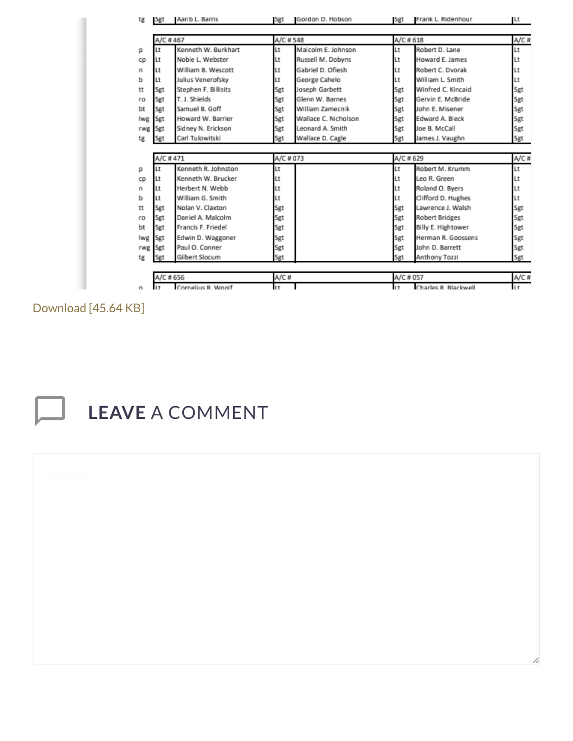| | | | | | | | |
|---|---|---|---|---|---|---|---|
| tg | Sgt | Aarib L. Barris | Sgt | Gordon D. Hobson | Sgt | Frank L. Ridenhour | Lt |
| | A/C # 467 | | A/C # 548 | | A/C # 618 | | A/C # |
| p | Lt | Kenneth W. Burkhart | Lt | Malcolm E. Johnson | Lt | Robert D. Lane | Lt |
| cp | Lt | Noble L. Webster | Lt | Russell M. Dobyns | Lt | Howard E. James | Lt |
| n | Lt | William B. Wescott | Lt | Gabriel D. Ofiesh | Lt | Robert C. Dvorak | Lt |
| b | Lt | Julius Venerofsky | Lt | George Cahelo | Lt | William L. Smith | Lt |
| tt | Sgt | Stephen F. Billisits | Sgt | Joseph Garbett | Sgt | Winfred C. Kincaid | Sgt |
| ro | Sgt | T. J. Shields | Sgt | Glenn W. Barnes | Sgt | Gervin E. McBride | Sgt |
| bt | Sgt | Samuel B. Goff | Sgt | William Zamecnik | Sgt | John E. Misener | Sgt |
| lwg | Sgt | Howard W. Barrier | Sgt | Wallace C. Nicholson | Sgt | Edward A. Bleck | Sgt |
| rwg | Sgt | Sidney N. Erickson | Sgt | Leonard A. Smith | Sgt | Joe B. McCall | Sgt |
| tg | Sgt | Carl Tulowitski | Sgt | Wallace D. Cagle | Sgt | James J. Vaughn | Sgt |
| | A/C # 471 | | A/C # 073 | | A/C # 629 | | A/C # |
| p | Lt | Kenneth R. Johnston | Lt | | Lt | Robert M. Krumm | Lt |
| cp | Lt | Kenneth W. Brucker | Lt | | Lt | Leo R. Green | Lt |
| n | Lt | Herbert N. Webb | Lt | | Lt | Roland O. Byers | Lt |
| b | Lt | William G. Smith | Lt | | Lt | Clifford D. Hughes | Lt |
| tt | Sgt | Nolan V. Claxton | Sgt | | Sgt | Lawrence J. Walsh | Sgt |
| ro | Sgt | Daniel A. Malcolm | Sgt | | Sgt | Robert Bridges | Sgt |
| bt | Sgt | Francis F. Friedel | Sgt | | Sgt | Billy E. Hightower | Sgt |
| lwg | Sgt | Edwin D. Waggoner | Sgt | | Sgt | Herman R. Goossens | Sgt |
| rwg | Sgt | Paul O. Conner | Sgt | | Sgt | John D. Barrett | Sgt |
| tg | Sgt | Gilbert Slocum | Sgt | | Sgt | Anthony Tozzi | Sgt |
| | A/C # 656 | | A/C # | | A/C # 057 | | A/C # |
| p | Lt | Cornelius R. Woolf | Lt | | Lt | Charles R. Blackwell | Lt |

Download [45.64 KB]

## LEAVE A COMMENT

Message *